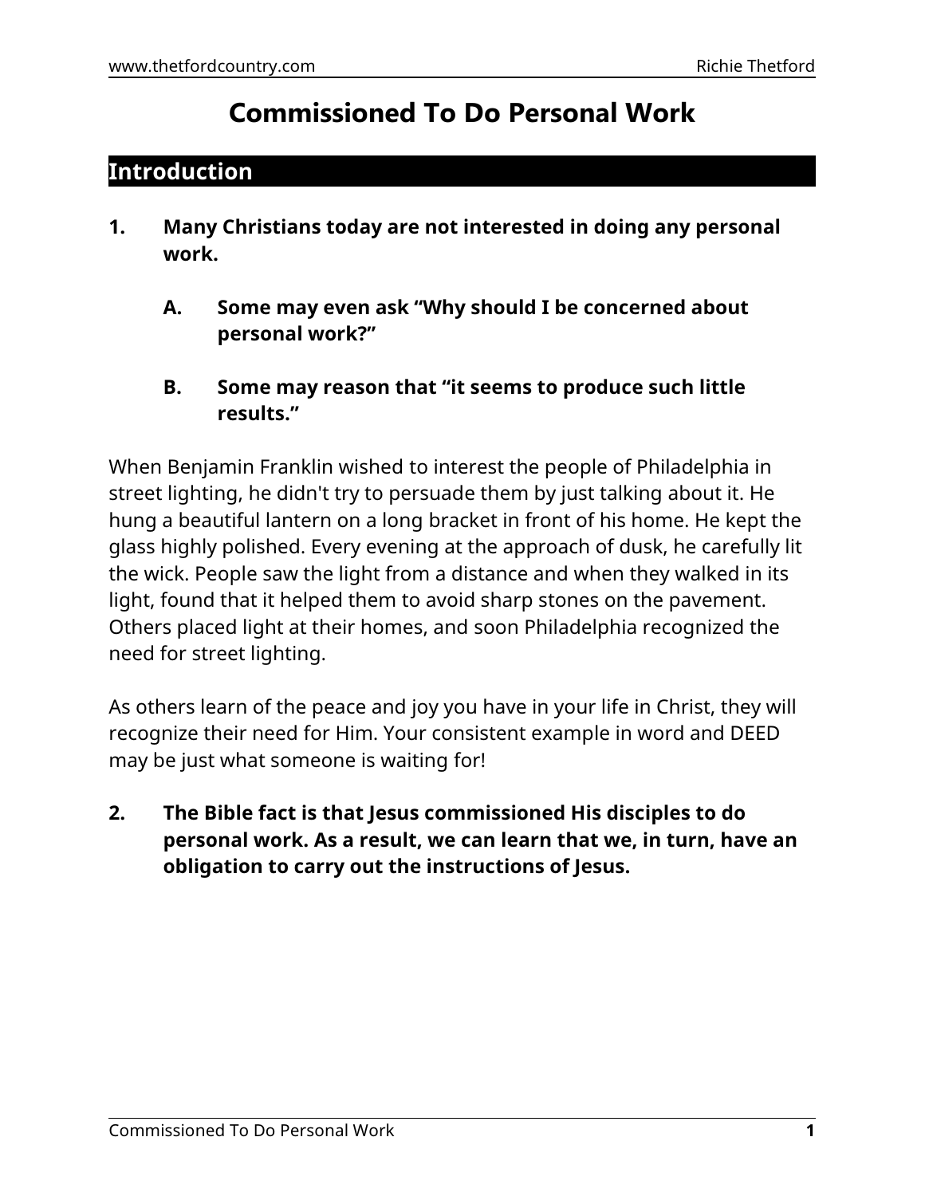# Commissioned To Do Personal Work

## Introduction

1. **Many Christians today are not interested in doing any personal work.**

   A. **Some may even ask "Why should I be concerned about personal work?"**

   B. **Some may reason that "it seems to produce such little results."**

When Benjamin Franklin wished to interest the people of Philadelphia in street lighting, he didn't try to persuade them by just talking about it. He hung a beautiful lantern on a long bracket in front of his home. He kept the glass highly polished. Every evening at the approach of dusk, he carefully lit the wick. People saw the light from a distance and when they walked in its light, found that it helped them to avoid sharp stones on the pavement. Others placed light at their homes, and soon Philadelphia recognized the need for street lighting.

As others learn of the peace and joy you have in your life in Christ, they will recognize their need for Him. Your consistent example in word and DEED may be just what someone is waiting for!

2. **The Bible fact is that Jesus commissioned His disciples to do personal work. As a result, we can learn that we, in turn, have an obligation to carry out the instructions of Jesus.**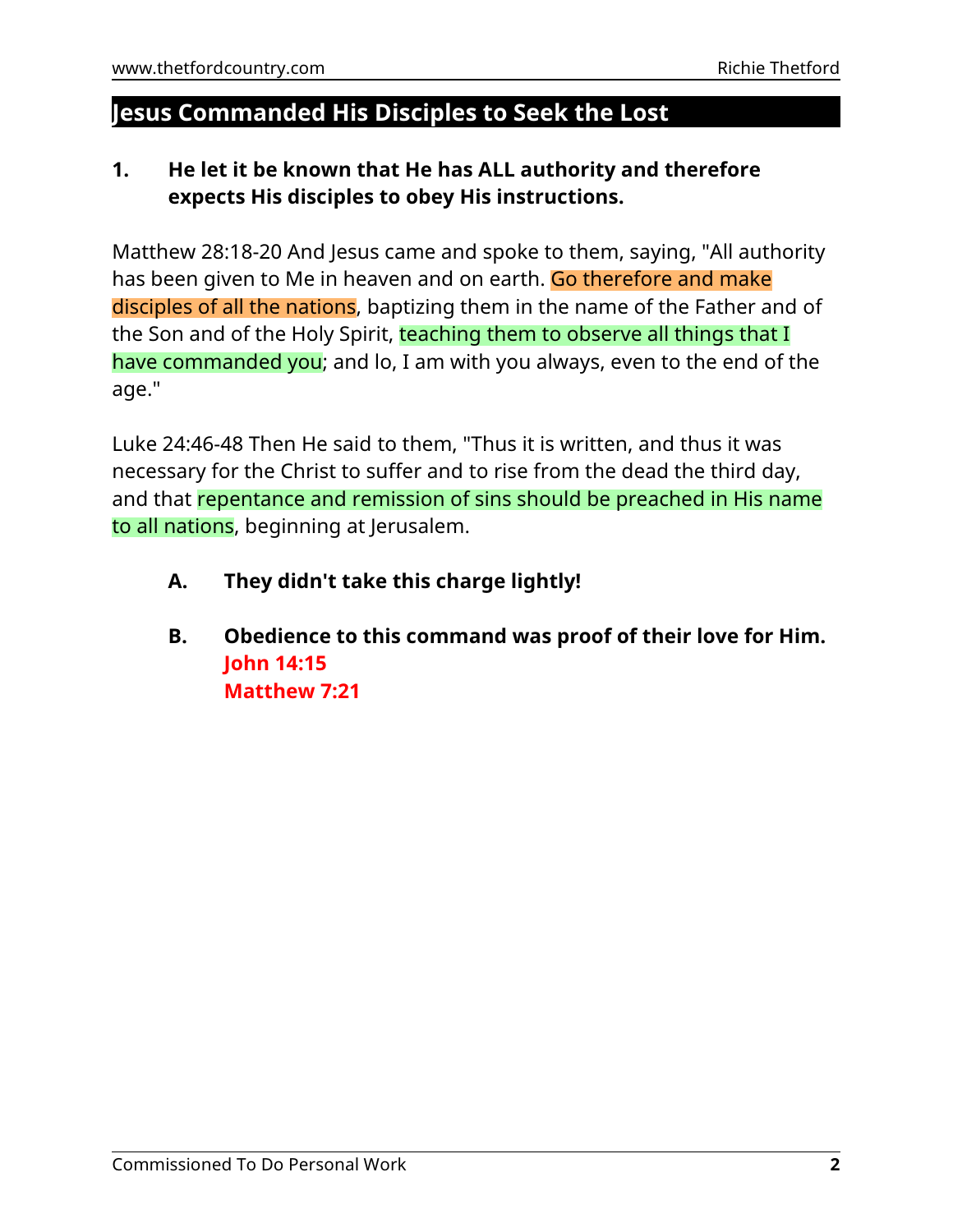## Jesus Commanded His Disciples to Seek the Lost

**1. He let it be known that He has ALL authority and therefore expects His disciples to obey His instructions.**

Matthew 28:18-20 And Jesus came and spoke to them, saying, "All authority has been given to Me in heaven and on earth. Go therefore and make disciples of all the nations, baptizing them in the name of the Father and of the Son and of the Holy Spirit, teaching them to observe all things that I have commanded you; and lo, I am with you always, even to the end of the age."

Luke 24:46-48 Then He said to them, "Thus it is written, and thus it was necessary for the Christ to suffer and to rise from the dead the third day, and that repentance and remission of sins should be preached in His name to all nations, beginning at Jerusalem.

**A. They didn't take this charge lightly!**

**B. Obedience to this command was proof of their love for Him.**
**John 14:15**
**Matthew 7:21**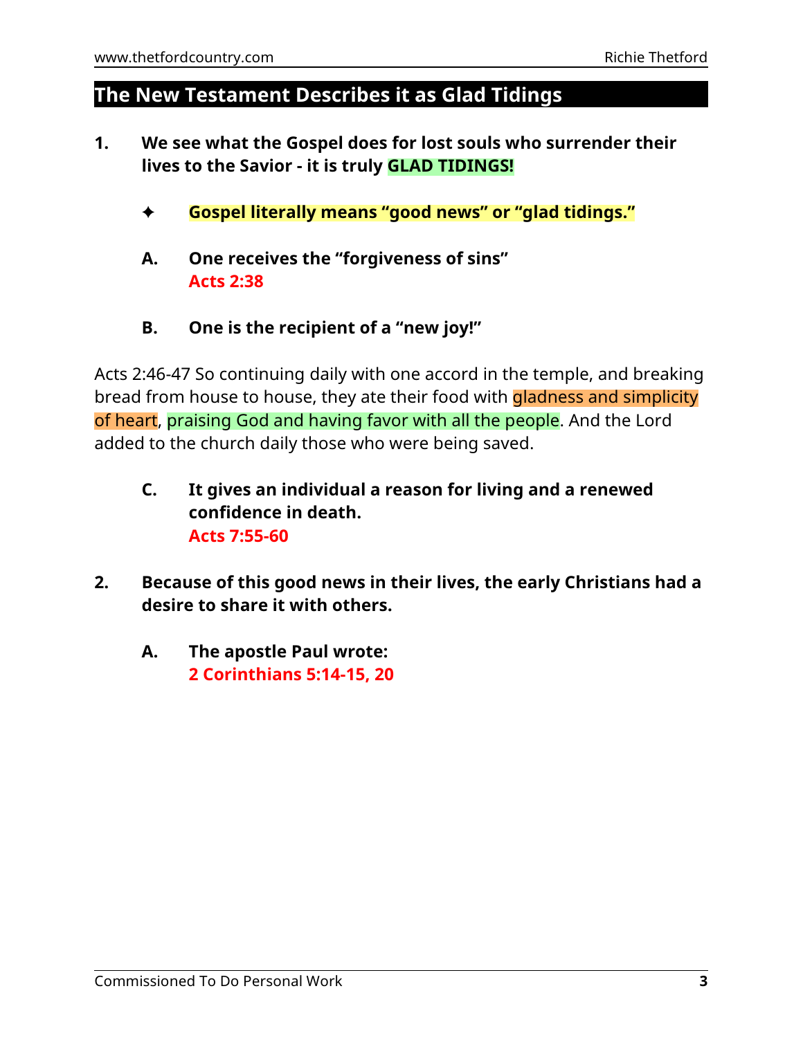## The New Testament Describes it as Glad Tidings

1. **We see what the Gospel does for lost souls who surrender their lives to the Savior - it is truly GLAD TIDINGS!**

    ✦ **Gospel literally means "good news" or "glad tidings."**

    A. **One receives the "forgiveness of sins"**
    **Acts 2:38**

    B. **One is the recipient of a "new joy!"**

Acts 2:46-47 So continuing daily with one accord in the temple, and breaking bread from house to house, they ate their food with gladness and simplicity of heart, praising God and having favor with all the people. And the Lord added to the church daily those who were being saved.

    C. **It gives an individual a reason for living and a renewed confidence in death.**
    **Acts 7:55-60**

2. **Because of this good news in their lives, the early Christians had a desire to share it with others.**

    A. **The apostle Paul wrote:**
    **2 Corinthians 5:14-15, 20**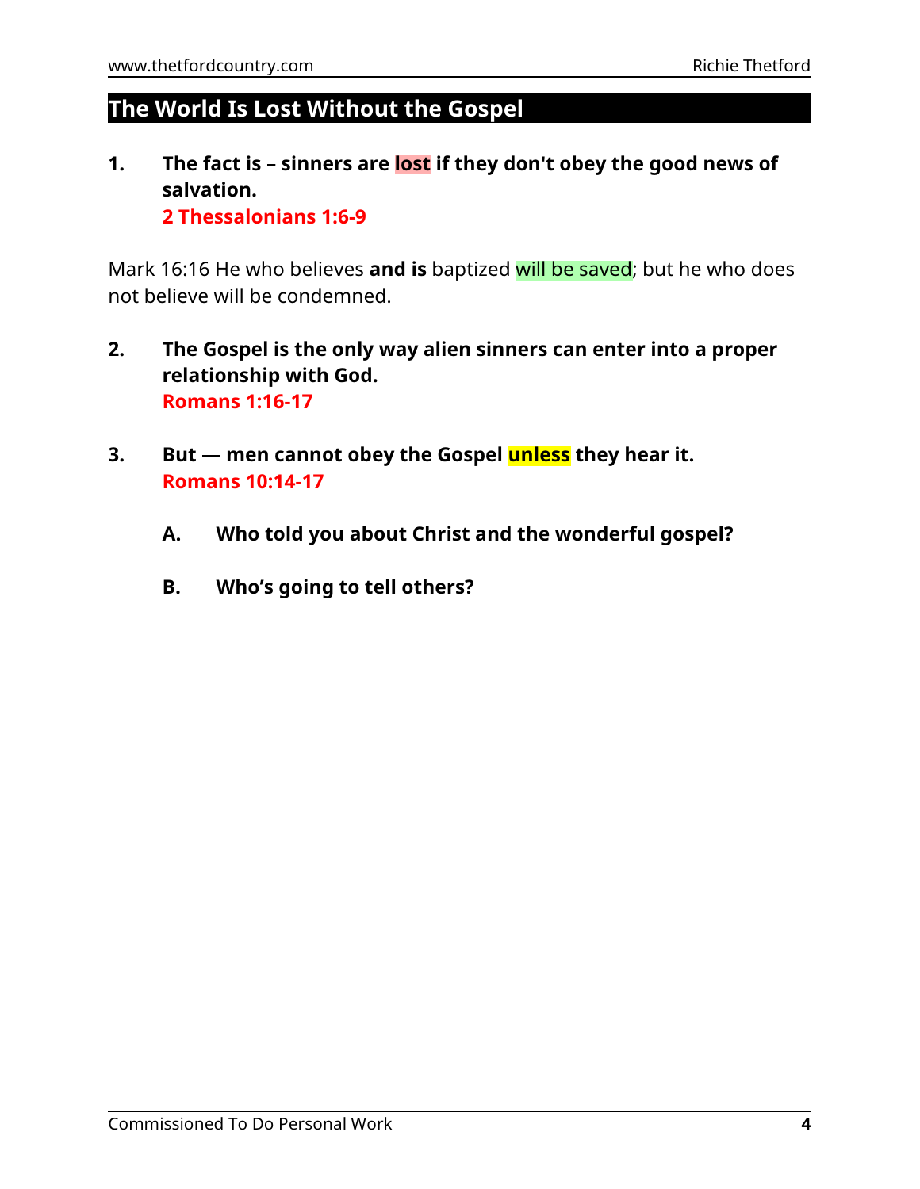## The World Is Lost Without the Gospel

1. **The fact is – sinners are lost if they don't obey the good news of salvation.**
   **2 Thessalonians 1:6-9**

Mark 16:16 He who believes **and is** baptized will be saved; but he who does not believe will be condemned.

2. **The Gospel is the only way alien sinners can enter into a proper relationship with God.**
   **Romans 1:16-17**

3. **But — men cannot obey the Gospel unless they hear it.**
   **Romans 10:14-17**

   A. **Who told you about Christ and the wonderful gospel?**

   B. **Who's going to tell others?**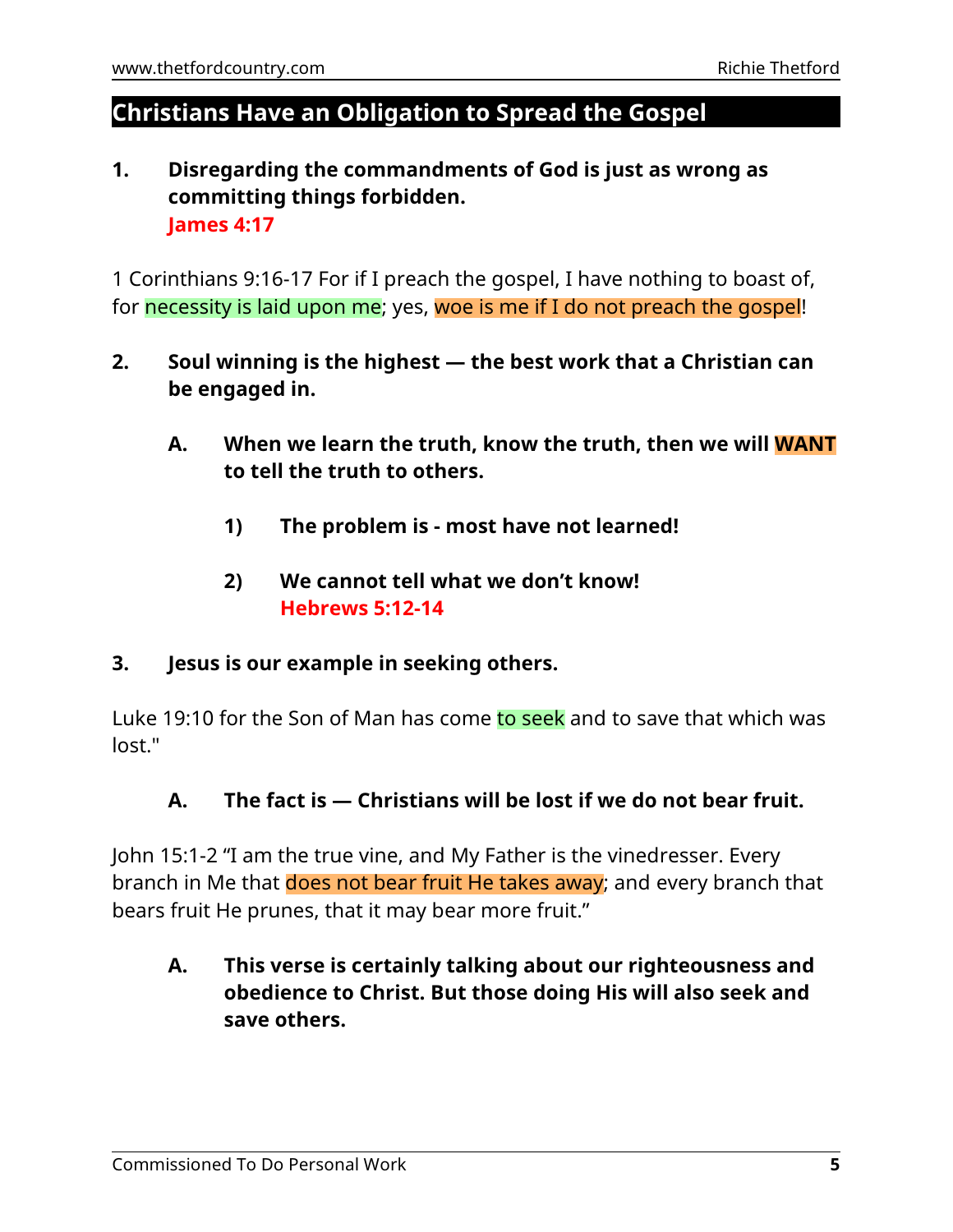## Christians Have an Obligation to Spread the Gospel

**1. Disregarding the commandments of God is just as wrong as committing things forbidden.**
**James 4:17**

1 Corinthians 9:16-17 For if I preach the gospel, I have nothing to boast of, for necessity is laid upon me; yes, woe is me if I do not preach the gospel!

**2. Soul winning is the highest — the best work that a Christian can be engaged in.**

**A. When we learn the truth, know the truth, then we will WANT to tell the truth to others.**

**1) The problem is - most have not learned!**

**2) We cannot tell what we don't know!**
**Hebrews 5:12-14**

**3. Jesus is our example in seeking others.**

Luke 19:10 for the Son of Man has come to seek and to save that which was lost."

**A. The fact is — Christians will be lost if we do not bear fruit.**

John 15:1-2 "I am the true vine, and My Father is the vinedresser. Every branch in Me that does not bear fruit He takes away; and every branch that bears fruit He prunes, that it may bear more fruit."

**A. This verse is certainly talking about our righteousness and obedience to Christ. But those doing His will also seek and save others.**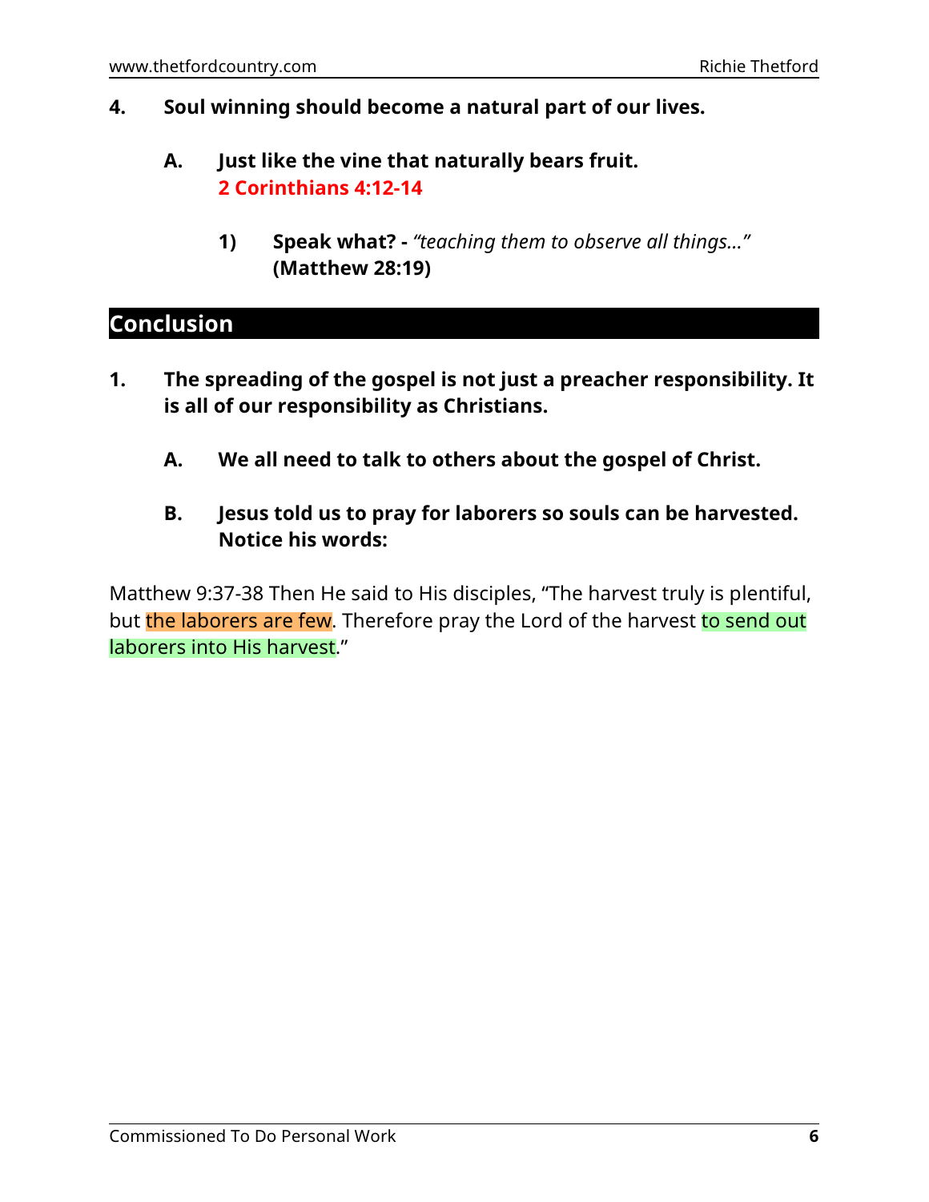**4. Soul winning should become a natural part of our lives.**

**A. Just like the vine that naturally bears fruit.**
**2 Corinthians 4:12-14**

**1) Speak what? -** *"teaching them to observe all things…"* **(Matthew 28:19)**

## Conclusion

**1. The spreading of the gospel is not just a preacher responsibility. It is all of our responsibility as Christians.**

**A. We all need to talk to others about the gospel of Christ.**

**B. Jesus told us to pray for laborers so souls can be harvested. Notice his words:**

Matthew 9:37-38 Then He said to His disciples, "The harvest truly is plentiful, but the laborers are few. Therefore pray the Lord of the harvest to send out laborers into His harvest."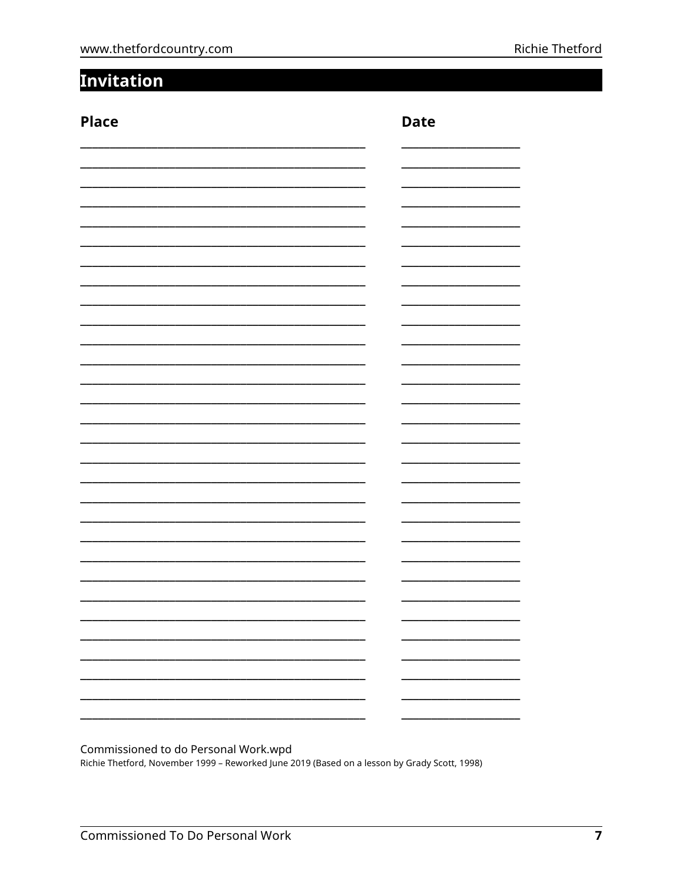## Invitation

| Place | Date |
| --- | --- |
| ______________________________________________ | ___________________ |
| ______________________________________________ | ___________________ |
| ______________________________________________ | ___________________ |
| ______________________________________________ | ___________________ |
| ______________________________________________ | ___________________ |
| ______________________________________________ | ___________________ |
| ______________________________________________ | ___________________ |
| ______________________________________________ | ___________________ |
| ______________________________________________ | ___________________ |
| ______________________________________________ | ___________________ |
| ______________________________________________ | ___________________ |
| ______________________________________________ | ___________________ |
| ______________________________________________ | ___________________ |
| ______________________________________________ | ___________________ |
| ______________________________________________ | ___________________ |
| ______________________________________________ | ___________________ |
| ______________________________________________ | ___________________ |
| ______________________________________________ | ___________________ |
| ______________________________________________ | ___________________ |
| ______________________________________________ | ___________________ |
| ______________________________________________ | ___________________ |
| ______________________________________________ | ___________________ |
| ______________________________________________ | ___________________ |
| ______________________________________________ | ___________________ |
| ______________________________________________ | ___________________ |
| ______________________________________________ | ___________________ |
| ______________________________________________ | ___________________ |
| ______________________________________________ | ___________________ |
| ______________________________________________ | ___________________ |
| ______________________________________________ | ___________________ |

Commissioned to do Personal Work.wpd
Richie Thetford, November 1999 – Reworked June 2019 (Based on a lesson by Grady Scott, 1998)